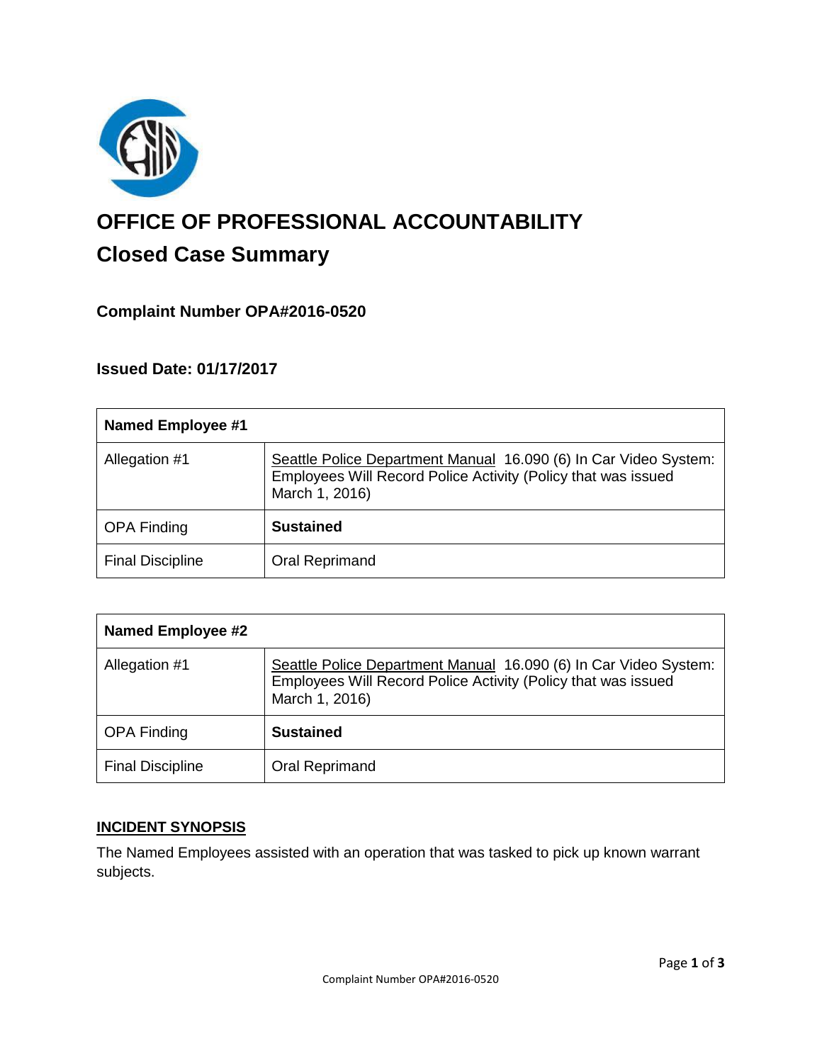# OFFICE OF PROFESSIONAL ACCOUNTABILITY

## Closed Case Summary

### Complaint Number OPA#2016-0520

### Issued Date: 01/17/2017

| Named Employee #1 | |
|---|---|
| Allegation #1 | Seattle Police Department Manual 16.090 (6) In Car Video System: Employees Will Record Police Activity (Policy that was issued March 1, 2016) |
| OPA Finding | **Sustained** |
| Final Discipline | Oral Reprimand |

| Named Employee #2 | |
|---|---|
| Allegation #1 | Seattle Police Department Manual 16.090 (6) In Car Video System: Employees Will Record Police Activity (Policy that was issued March 1, 2016) |
| OPA Finding | **Sustained** |
| Final Discipline | Oral Reprimand |

**INCIDENT SYNOPSIS**

The Named Employees assisted with an operation that was tasked to pick up known warrant subjects.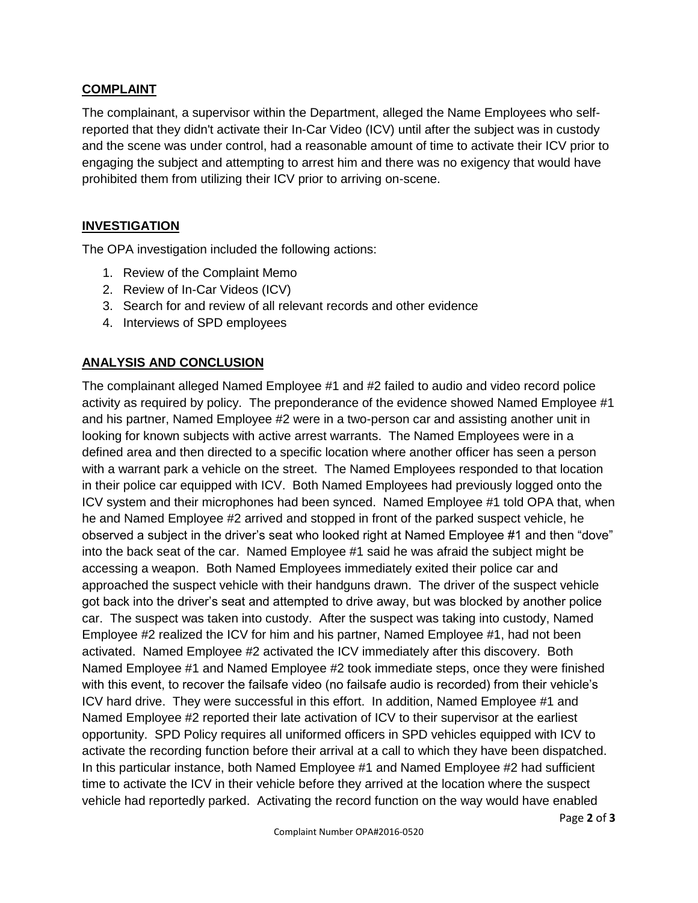## COMPLAINT

The complainant, a supervisor within the Department, alleged the Name Employees who self-reported that they didn't activate their In-Car Video (ICV) until after the subject was in custody and the scene was under control, had a reasonable amount of time to activate their ICV prior to engaging the subject and attempting to arrest him and there was no exigency that would have prohibited them from utilizing their ICV prior to arriving on-scene.

## INVESTIGATION

The OPA investigation included the following actions:

1. Review of the Complaint Memo
2. Review of In-Car Videos (ICV)
3. Search for and review of all relevant records and other evidence
4. Interviews of SPD employees

## ANALYSIS AND CONCLUSION

The complainant alleged Named Employee #1 and #2 failed to audio and video record police activity as required by policy. The preponderance of the evidence showed Named Employee #1 and his partner, Named Employee #2 were in a two-person car and assisting another unit in looking for known subjects with active arrest warrants. The Named Employees were in a defined area and then directed to a specific location where another officer has seen a person with a warrant park a vehicle on the street. The Named Employees responded to that location in their police car equipped with ICV. Both Named Employees had previously logged onto the ICV system and their microphones had been synced. Named Employee #1 told OPA that, when he and Named Employee #2 arrived and stopped in front of the parked suspect vehicle, he observed a subject in the driver's seat who looked right at Named Employee #1 and then "dove" into the back seat of the car. Named Employee #1 said he was afraid the subject might be accessing a weapon. Both Named Employees immediately exited their police car and approached the suspect vehicle with their handguns drawn. The driver of the suspect vehicle got back into the driver's seat and attempted to drive away, but was blocked by another police car. The suspect was taken into custody. After the suspect was taking into custody, Named Employee #2 realized the ICV for him and his partner, Named Employee #1, had not been activated. Named Employee #2 activated the ICV immediately after this discovery. Both Named Employee #1 and Named Employee #2 took immediate steps, once they were finished with this event, to recover the failsafe video (no failsafe audio is recorded) from their vehicle's ICV hard drive. They were successful in this effort. In addition, Named Employee #1 and Named Employee #2 reported their late activation of ICV to their supervisor at the earliest opportunity. SPD Policy requires all uniformed officers in SPD vehicles equipped with ICV to activate the recording function before their arrival at a call to which they have been dispatched. In this particular instance, both Named Employee #1 and Named Employee #2 had sufficient time to activate the ICV in their vehicle before they arrived at the location where the suspect vehicle had reportedly parked. Activating the record function on the way would have enabled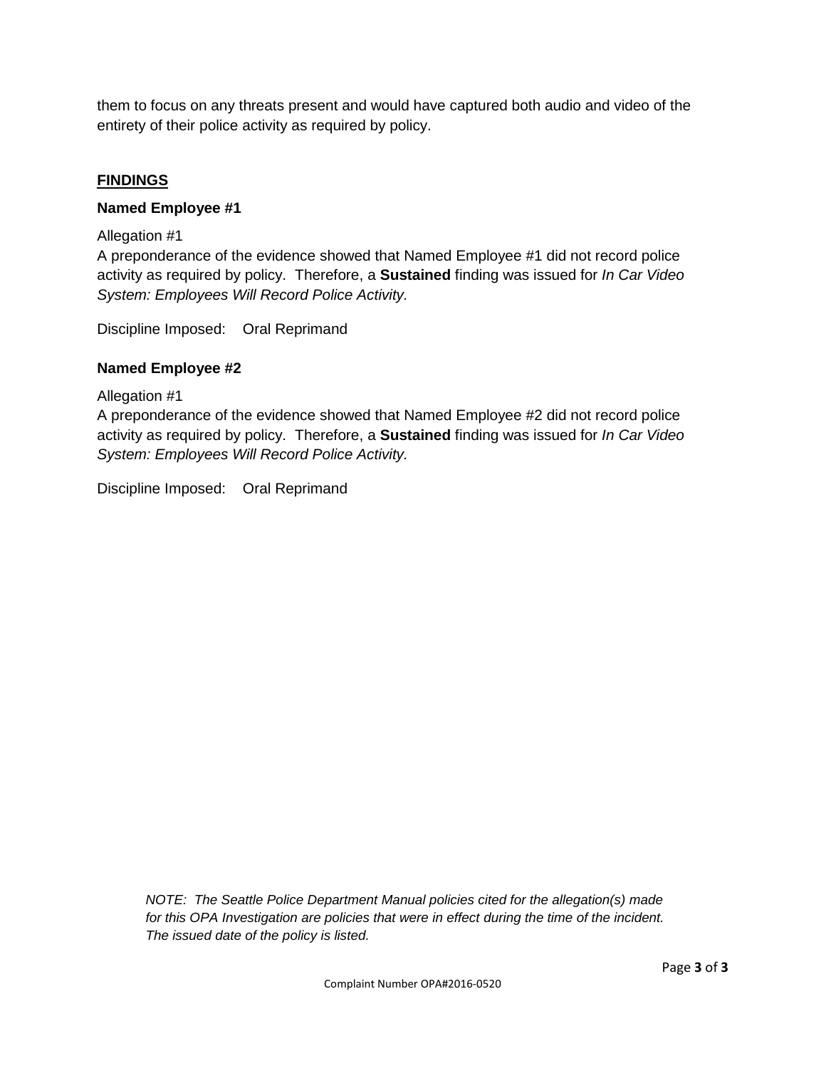them to focus on any threats present and would have captured both audio and video of the entirety of their police activity as required by policy.

## FINDINGS

### Named Employee #1

Allegation #1

A preponderance of the evidence showed that Named Employee #1 did not record police activity as required by policy. Therefore, a **Sustained** finding was issued for *In Car Video System: Employees Will Record Police Activity.*

Discipline Imposed: Oral Reprimand

### Named Employee #2

Allegation #1

A preponderance of the evidence showed that Named Employee #2 did not record police activity as required by policy. Therefore, a **Sustained** finding was issued for *In Car Video System: Employees Will Record Police Activity.*

Discipline Imposed: Oral Reprimand

*NOTE: The Seattle Police Department Manual policies cited for the allegation(s) made for this OPA Investigation are policies that were in effect during the time of the incident. The issued date of the policy is listed.*

Complaint Number OPA#2016-0520